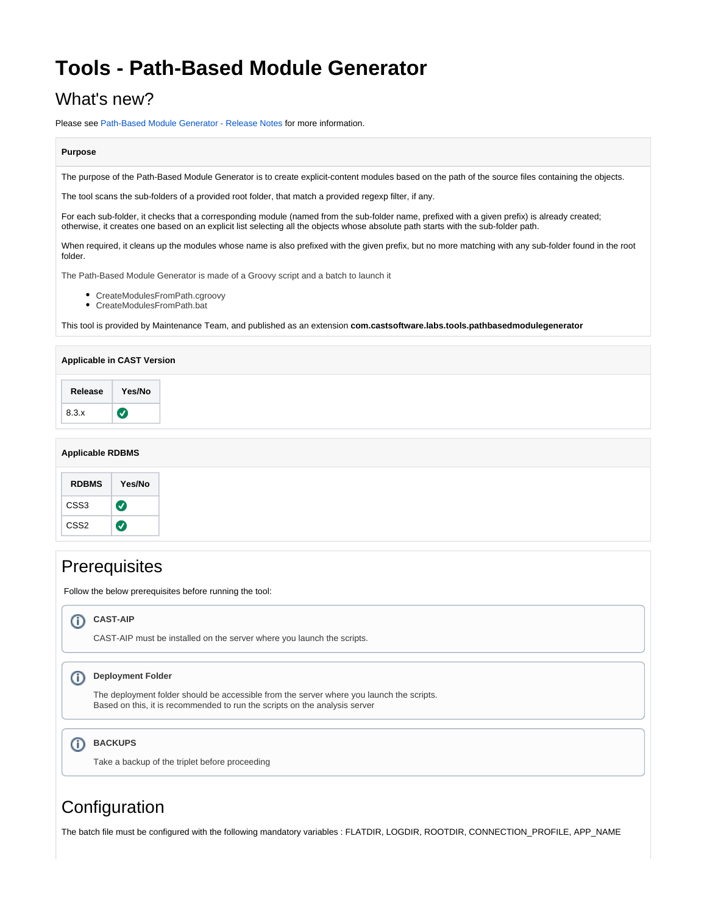# Tools - Path-Based Module Generator

## What's new?

Please see Path-Based Module Generator - Release Notes for more information.

**Purpose**

The purpose of the Path-Based Module Generator is to create explicit-content modules based on the path of the source files containing the objects.

The tool scans the sub-folders of a provided root folder, that match a provided regexp filter, if any.

For each sub-folder, it checks that a corresponding module (named from the sub-folder name, prefixed with a given prefix) is already created; otherwise, it creates one based on an explicit list selecting all the objects whose absolute path starts with the sub-folder path.

When required, it cleans up the modules whose name is also prefixed with the given prefix, but no more matching with any sub-folder found in the root folder.

The Path-Based Module Generator is made of a Groovy script and a batch to launch it

- CreateModulesFromPath.cgroovy
- CreateModulesFromPath.bat

This tool is provided by Maintenance Team, and published as an extension **com.castsoftware.labs.tools.pathbasedmodulegenerator**

**Applicable in CAST Version**

| Release | Yes/No |
| --- | --- |
| 8.3.x | ✅ |

**Applicable RDBMS**

| RDBMS | Yes/No |
| --- | --- |
| CSS3 | ✅ |
| CSS2 | ✅ |

## Prerequisites

Follow the below prerequisites before running the tool:

> **CAST-AIP**
>
> CAST-AIP must be installed on the server where you launch the scripts.

> **Deployment Folder**
>
> The deployment folder should be accessible from the server where you launch the scripts.
> Based on this, it is recommended to run the scripts on the analysis server

> **BACKUPS**
>
> Take a backup of the triplet before proceeding

## Configuration

The batch file must be configured with the following mandatory variables : FLATDIR, LOGDIR, ROOTDIR, CONNECTION_PROFILE, APP_NAME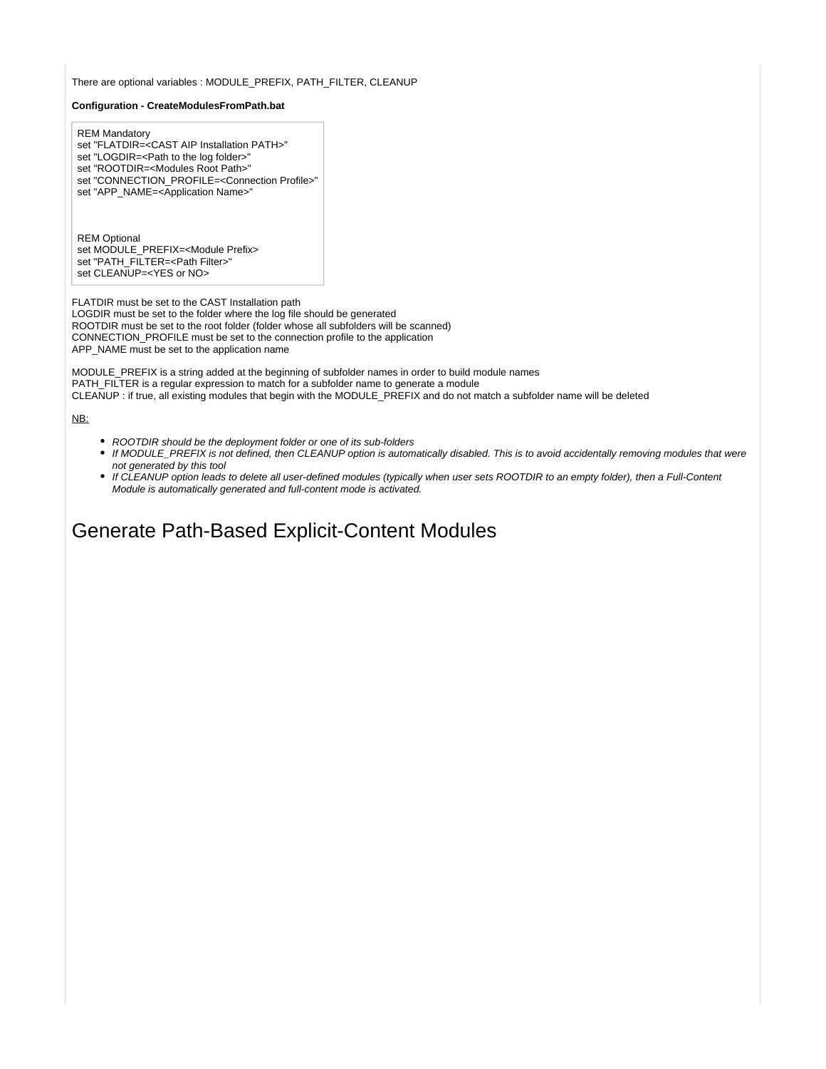There are optional variables : MODULE_PREFIX, PATH_FILTER, CLEANUP

**Configuration - CreateModulesFromPath.bat**

```
REM Mandatory
set "FLATDIR=<CAST AIP Installation PATH>"
set "LOGDIR=<Path to the log folder>"
set "ROOTDIR=<Modules Root Path>"
set "CONNECTION_PROFILE=<Connection Profile>"
set "APP_NAME=<Application Name>"



REM Optional
set MODULE_PREFIX=<Module Prefix>
set "PATH_FILTER=<Path Filter>"
set CLEANUP=<YES or NO>
```

FLATDIR must be set to the CAST Installation path
LOGDIR must be set to the folder where the log file should be generated
ROOTDIR must be set to the root folder (folder whose all subfolders will be scanned)
CONNECTION_PROFILE must be set to the connection profile to the application
APP_NAME must be set to the application name

MODULE_PREFIX is a string added at the beginning of subfolder names in order to build module names
PATH_FILTER is a regular expression to match for a subfolder name to generate a module
CLEANUP : if true, all existing modules that begin with the MODULE_PREFIX and do not match a subfolder name will be deleted

NB:

- *ROOTDIR should be the deployment folder or one of its sub-folders*
- *If MODULE_PREFIX is not defined, then CLEANUP option is automatically disabled. This is to avoid accidentally removing modules that were not generated by this tool*
- *If CLEANUP option leads to delete all user-defined modules (typically when user sets ROOTDIR to an empty folder), then a Full-Content Module is automatically generated and full-content mode is activated.*

# Generate Path-Based Explicit-Content Modules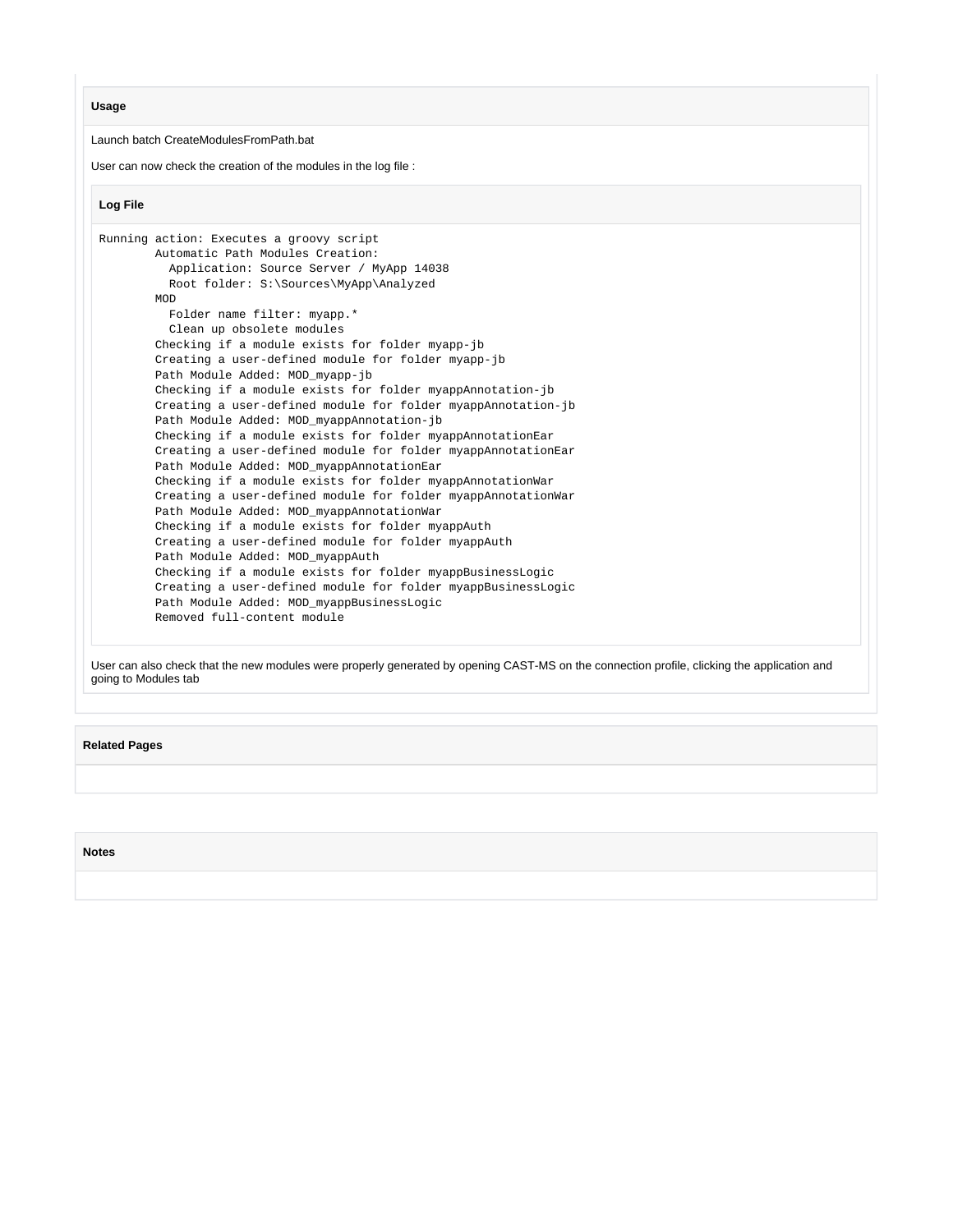**Usage**

Launch batch CreateModulesFromPath.bat

User can now check the creation of the modules in the log file :

**Log File**

```
Running action: Executes a groovy script
        Automatic Path Modules Creation:
          Application: Source Server / MyApp 14038
          Root folder: S:\Sources\MyApp\Analyzed
        MOD
          Folder name filter: myapp.*
          Clean up obsolete modules
        Checking if a module exists for folder myapp-jb
        Creating a user-defined module for folder myapp-jb
        Path Module Added: MOD_myapp-jb
        Checking if a module exists for folder myappAnnotation-jb
        Creating a user-defined module for folder myappAnnotation-jb
        Path Module Added: MOD_myappAnnotation-jb
        Checking if a module exists for folder myappAnnotationEar
        Creating a user-defined module for folder myappAnnotationEar
        Path Module Added: MOD_myappAnnotationEar
        Checking if a module exists for folder myappAnnotationWar
        Creating a user-defined module for folder myappAnnotationWar
        Path Module Added: MOD_myappAnnotationWar
        Checking if a module exists for folder myappAuth
        Creating a user-defined module for folder myappAuth
        Path Module Added: MOD_myappAuth
        Checking if a module exists for folder myappBusinessLogic
        Creating a user-defined module for folder myappBusinessLogic
        Path Module Added: MOD_myappBusinessLogic
        Removed full-content module
```

User can also check that the new modules were properly generated by opening CAST-MS on the connection profile, clicking the application and going to Modules tab

**Related Pages**

**Notes**